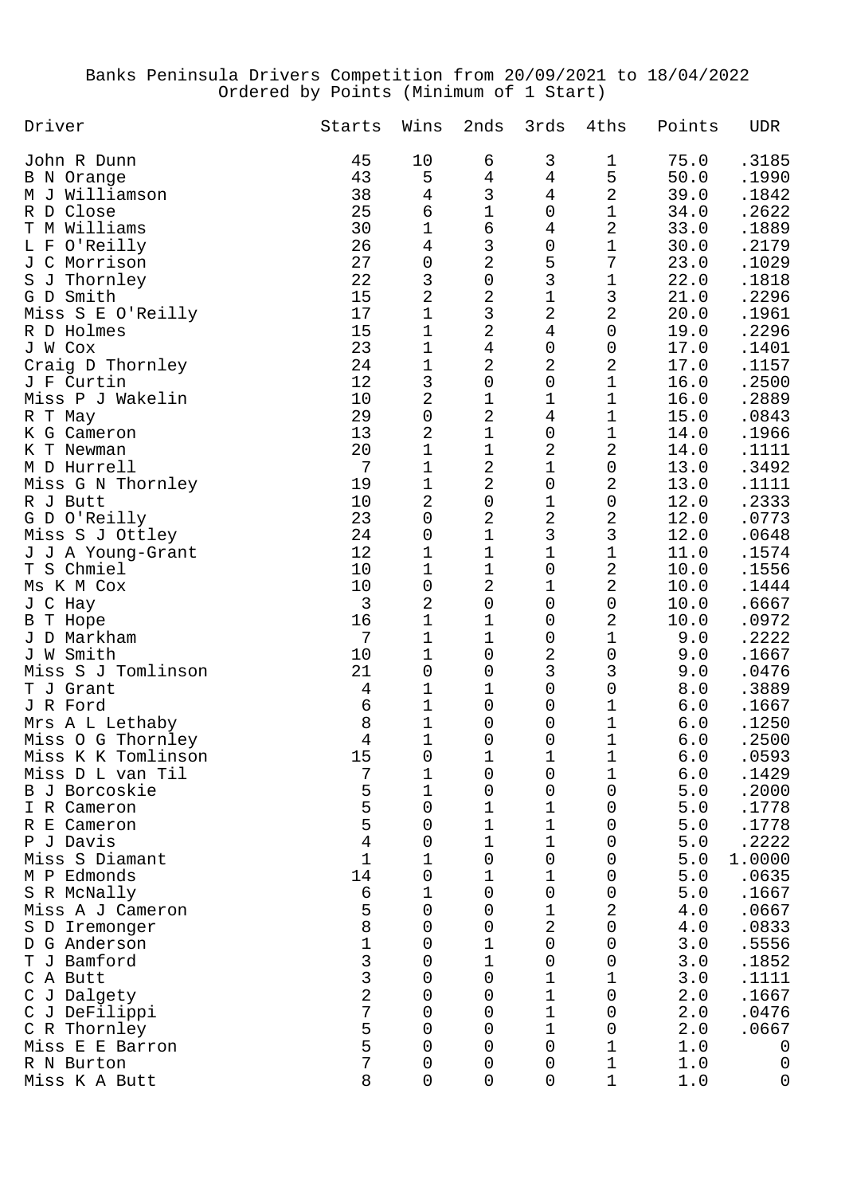Banks Peninsula Drivers Competition from 20/09/2021 to 18/04/2022
Ordered by Points (Minimum of 1 Start)

| Driver | Starts | Wins | 2nds | 3rds | 4ths | Points | UDR |
|---|---|---|---|---|---|---|---|
| John R Dunn | 45 | 10 | 6 | 3 | 1 | 75.0 | .3185 |
| B N Orange | 43 | 5 | 4 | 4 | 5 | 50.0 | .1990 |
| M J Williamson | 38 | 4 | 3 | 4 | 2 | 39.0 | .1842 |
| R D Close | 25 | 6 | 1 | 0 | 1 | 34.0 | .2622 |
| T M Williams | 30 | 1 | 6 | 4 | 2 | 33.0 | .1889 |
| L F O'Reilly | 26 | 4 | 3 | 0 | 1 | 30.0 | .2179 |
| J C Morrison | 27 | 0 | 2 | 5 | 7 | 23.0 | .1029 |
| S J Thornley | 22 | 3 | 0 | 3 | 1 | 22.0 | .1818 |
| G D Smith | 15 | 2 | 2 | 1 | 3 | 21.0 | .2296 |
| Miss S E O'Reilly | 17 | 1 | 3 | 2 | 2 | 20.0 | .1961 |
| R D Holmes | 15 | 1 | 2 | 4 | 0 | 19.0 | .2296 |
| J W Cox | 23 | 1 | 4 | 0 | 0 | 17.0 | .1401 |
| Craig D Thornley | 24 | 1 | 2 | 2 | 2 | 17.0 | .1157 |
| J F Curtin | 12 | 3 | 0 | 0 | 1 | 16.0 | .2500 |
| Miss P J Wakelin | 10 | 2 | 1 | 1 | 1 | 16.0 | .2889 |
| R T May | 29 | 0 | 2 | 4 | 1 | 15.0 | .0843 |
| K G Cameron | 13 | 2 | 1 | 0 | 1 | 14.0 | .1966 |
| K T Newman | 20 | 1 | 1 | 2 | 2 | 14.0 | .1111 |
| M D Hurrell | 7 | 1 | 2 | 1 | 0 | 13.0 | .3492 |
| Miss G N Thornley | 19 | 1 | 2 | 0 | 2 | 13.0 | .1111 |
| R J Butt | 10 | 2 | 0 | 1 | 0 | 12.0 | .2333 |
| G D O'Reilly | 23 | 0 | 2 | 2 | 2 | 12.0 | .0773 |
| Miss S J Ottley | 24 | 0 | 1 | 3 | 3 | 12.0 | .0648 |
| J J A Young-Grant | 12 | 1 | 1 | 1 | 1 | 11.0 | .1574 |
| T S Chmiel | 10 | 1 | 1 | 0 | 2 | 10.0 | .1556 |
| Ms K M Cox | 10 | 0 | 2 | 1 | 2 | 10.0 | .1444 |
| J C Hay | 3 | 2 | 0 | 0 | 0 | 10.0 | .6667 |
| B T Hope | 16 | 1 | 1 | 0 | 2 | 10.0 | .0972 |
| J D Markham | 7 | 1 | 1 | 0 | 1 | 9.0 | .2222 |
| J W Smith | 10 | 1 | 0 | 2 | 0 | 9.0 | .1667 |
| Miss S J Tomlinson | 21 | 0 | 0 | 3 | 3 | 9.0 | .0476 |
| T J Grant | 4 | 1 | 1 | 0 | 0 | 8.0 | .3889 |
| J R Ford | 6 | 1 | 0 | 0 | 1 | 6.0 | .1667 |
| Mrs A L Lethaby | 8 | 1 | 0 | 0 | 1 | 6.0 | .1250 |
| Miss O G Thornley | 4 | 1 | 0 | 0 | 1 | 6.0 | .2500 |
| Miss K K Tomlinson | 15 | 0 | 1 | 1 | 1 | 6.0 | .0593 |
| Miss D L van Til | 7 | 1 | 0 | 0 | 1 | 6.0 | .1429 |
| B J Borcoskie | 5 | 1 | 0 | 0 | 0 | 5.0 | .2000 |
| I R Cameron | 5 | 0 | 1 | 1 | 0 | 5.0 | .1778 |
| R E Cameron | 5 | 0 | 1 | 1 | 0 | 5.0 | .1778 |
| P J Davis | 4 | 0 | 1 | 1 | 0 | 5.0 | .2222 |
| Miss S Diamant | 1 | 1 | 0 | 0 | 0 | 5.0 | 1.0000 |
| M P Edmonds | 14 | 0 | 1 | 1 | 0 | 5.0 | .0635 |
| S R McNally | 6 | 1 | 0 | 0 | 0 | 5.0 | .1667 |
| Miss A J Cameron | 5 | 0 | 0 | 1 | 2 | 4.0 | .0667 |
| S D Iremonger | 8 | 0 | 0 | 2 | 0 | 4.0 | .0833 |
| D G Anderson | 1 | 0 | 1 | 0 | 0 | 3.0 | .5556 |
| T J Bamford | 3 | 0 | 1 | 0 | 0 | 3.0 | .1852 |
| C A Butt | 3 | 0 | 0 | 1 | 1 | 3.0 | .1111 |
| C J Dalgety | 2 | 0 | 0 | 1 | 0 | 2.0 | .1667 |
| C J DeFilippi | 7 | 0 | 0 | 1 | 0 | 2.0 | .0476 |
| C R Thornley | 5 | 0 | 0 | 1 | 0 | 2.0 | .0667 |
| Miss E E Barron | 5 | 0 | 0 | 0 | 1 | 1.0 | 0 |
| R N Burton | 7 | 0 | 0 | 0 | 1 | 1.0 | 0 |
| Miss K A Butt | 8 | 0 | 0 | 0 | 1 | 1.0 | 0 |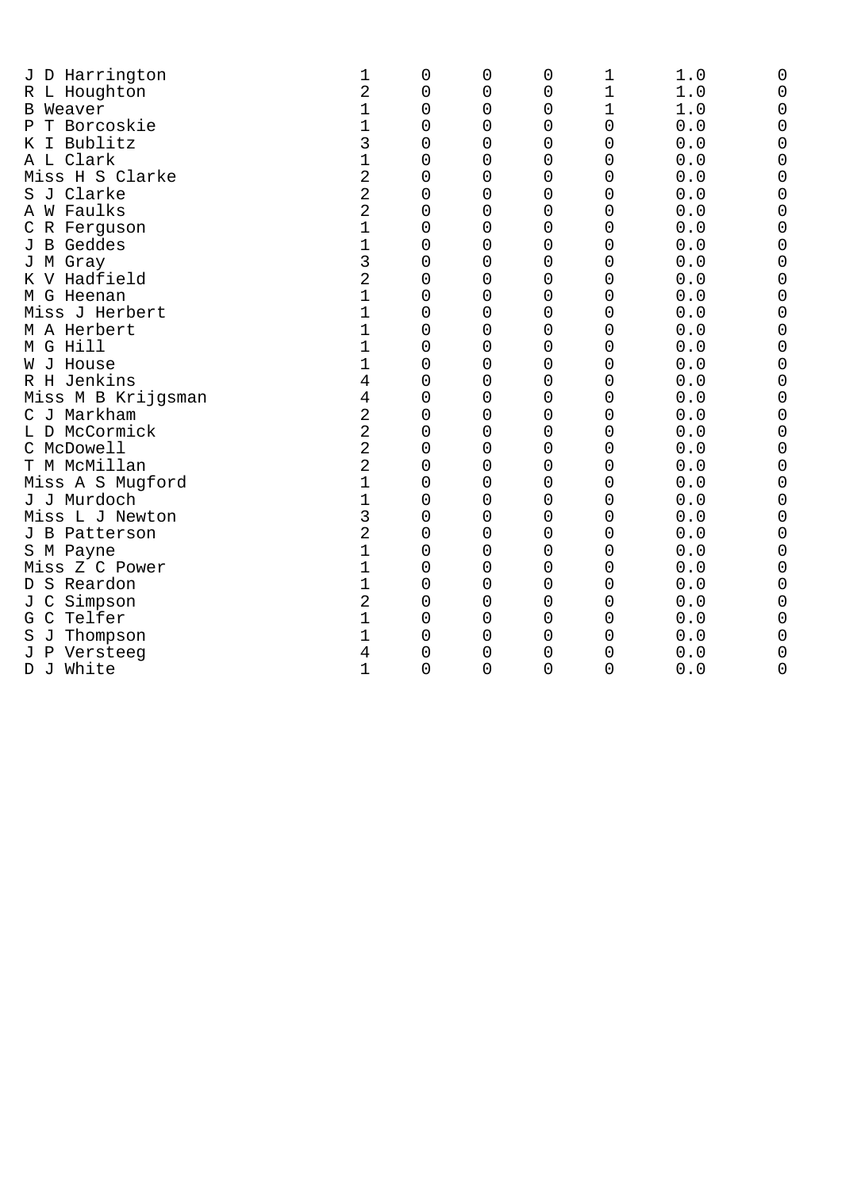| | | | | | | | |
|---|---|---|---|---|---|---|---|
| J D Harrington | 1 | 0 | 0 | 0 | 1 | 1.0 | 0 |
| R L Houghton | 2 | 0 | 0 | 0 | 1 | 1.0 | 0 |
| B Weaver | 1 | 0 | 0 | 0 | 1 | 1.0 | 0 |
| P T Borcoskie | 1 | 0 | 0 | 0 | 0 | 0.0 | 0 |
| K I Bublitz | 3 | 0 | 0 | 0 | 0 | 0.0 | 0 |
| A L Clark | 1 | 0 | 0 | 0 | 0 | 0.0 | 0 |
| Miss H S Clarke | 2 | 0 | 0 | 0 | 0 | 0.0 | 0 |
| S J Clarke | 2 | 0 | 0 | 0 | 0 | 0.0 | 0 |
| A W Faulks | 2 | 0 | 0 | 0 | 0 | 0.0 | 0 |
| C R Ferguson | 1 | 0 | 0 | 0 | 0 | 0.0 | 0 |
| J B Geddes | 1 | 0 | 0 | 0 | 0 | 0.0 | 0 |
| J M Gray | 3 | 0 | 0 | 0 | 0 | 0.0 | 0 |
| K V Hadfield | 2 | 0 | 0 | 0 | 0 | 0.0 | 0 |
| M G Heenan | 1 | 0 | 0 | 0 | 0 | 0.0 | 0 |
| Miss J Herbert | 1 | 0 | 0 | 0 | 0 | 0.0 | 0 |
| M A Herbert | 1 | 0 | 0 | 0 | 0 | 0.0 | 0 |
| M G Hill | 1 | 0 | 0 | 0 | 0 | 0.0 | 0 |
| W J House | 1 | 0 | 0 | 0 | 0 | 0.0 | 0 |
| R H Jenkins | 4 | 0 | 0 | 0 | 0 | 0.0 | 0 |
| Miss M B Krijgsman | 4 | 0 | 0 | 0 | 0 | 0.0 | 0 |
| C J Markham | 2 | 0 | 0 | 0 | 0 | 0.0 | 0 |
| L D McCormick | 2 | 0 | 0 | 0 | 0 | 0.0 | 0 |
| C McDowell | 2 | 0 | 0 | 0 | 0 | 0.0 | 0 |
| T M McMillan | 2 | 0 | 0 | 0 | 0 | 0.0 | 0 |
| Miss A S Mugford | 1 | 0 | 0 | 0 | 0 | 0.0 | 0 |
| J J Murdoch | 1 | 0 | 0 | 0 | 0 | 0.0 | 0 |
| Miss L J Newton | 3 | 0 | 0 | 0 | 0 | 0.0 | 0 |
| J B Patterson | 2 | 0 | 0 | 0 | 0 | 0.0 | 0 |
| S M Payne | 1 | 0 | 0 | 0 | 0 | 0.0 | 0 |
| Miss Z C Power | 1 | 0 | 0 | 0 | 0 | 0.0 | 0 |
| D S Reardon | 1 | 0 | 0 | 0 | 0 | 0.0 | 0 |
| J C Simpson | 2 | 0 | 0 | 0 | 0 | 0.0 | 0 |
| G C Telfer | 1 | 0 | 0 | 0 | 0 | 0.0 | 0 |
| S J Thompson | 1 | 0 | 0 | 0 | 0 | 0.0 | 0 |
| J P Versteeg | 4 | 0 | 0 | 0 | 0 | 0.0 | 0 |
| D J White | 1 | 0 | 0 | 0 | 0 | 0.0 | 0 |